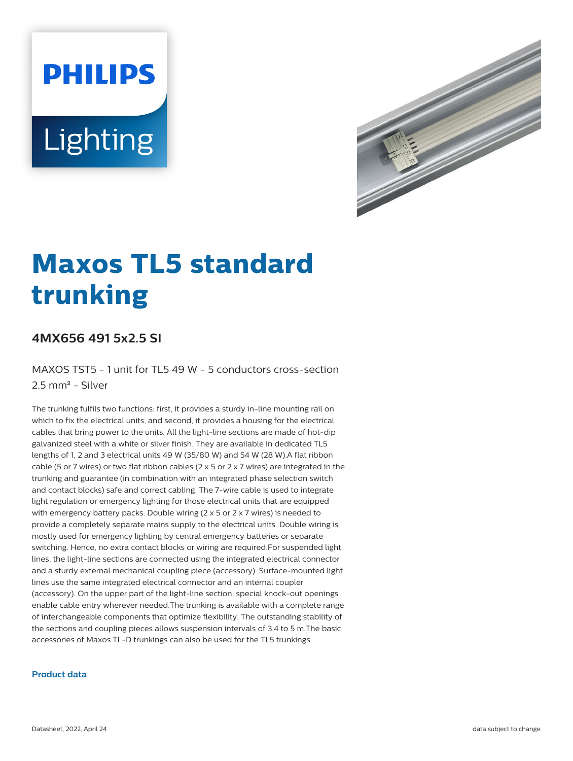# Maxos TL5 standard trunking

## 4MX656 491 5x2.5 SI

MAXOS TST5 - 1 unit for TL5 49 W - 5 conductors cross-section 2.5 mm² - Silver

The trunking fulfils two functions: first, it provides a sturdy in-line mounting rail on which to fix the electrical units, and second, it provides a housing for the electrical cables that bring power to the units. All the light-line sections are made of hot-dip galvanized steel with a white or silver finish. They are available in dedicated TL5 lengths of 1, 2 and 3 electrical units 49 W (35/80 W) and 54 W (28 W).A flat ribbon cable (5 or 7 wires) or two flat ribbon cables (2 x 5 or 2 x 7 wires) are integrated in the trunking and guarantee (in combination with an integrated phase selection switch and contact blocks) safe and correct cabling. The 7-wire cable is used to integrate light regulation or emergency lighting for those electrical units that are equipped with emergency battery packs. Double wiring (2 x 5 or 2 x 7 wires) is needed to provide a completely separate mains supply to the electrical units. Double wiring is mostly used for emergency lighting by central emergency batteries or separate switching. Hence, no extra contact blocks or wiring are required.For suspended light lines, the light-line sections are connected using the integrated electrical connector and a sturdy external mechanical coupling piece (accessory). Surface-mounted light lines use the same integrated electrical connector and an internal coupler (accessory). On the upper part of the light-line section, special knock-out openings enable cable entry wherever needed.The trunking is available with a complete range of interchangeable components that optimize flexibility. The outstanding stability of the sections and coupling pieces allows suspension intervals of 3.4 to 5 m.The basic accessories of Maxos TL-D trunkings can also be used for the TL5 trunkings.

### Product data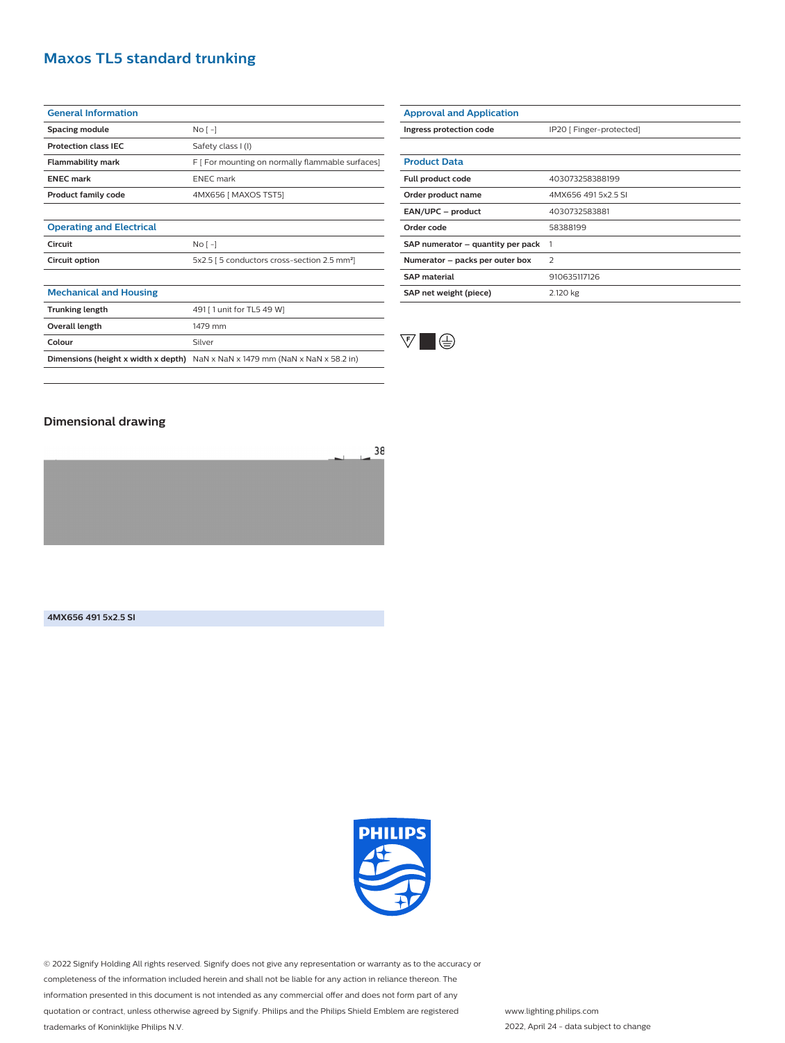## Maxos TL5 standard trunking

| General Information | |
|---|---|
| Spacing module | No [ -] |
| Protection class IEC | Safety class I (I) |
| Flammability mark | F [ For mounting on normally flammable surfaces] |
| ENEC mark | ENEC mark |
| Product family code | 4MX656 [ MAXOS TST5] |

| Operating and Electrical | |
|---|---|
| Circuit | No [ -] |
| Circuit option | 5x2.5 [ 5 conductors cross-section 2.5 mm²] |

| Mechanical and Housing | |
|---|---|
| Trunking length | 491 [ 1 unit for TL5 49 W] |
| Overall length | 1479 mm |
| Colour | Silver |
| Dimensions (height x width x depth) | NaN x NaN x 1479 mm (NaN x NaN x 58.2 in) |

| Approval and Application | |
|---|---|
| Ingress protection code | IP20 [ Finger-protected] |

| Product Data | |
|---|---|
| Full product code | 403073258388199 |
| Order product name | 4MX656 491 5x2.5 SI |
| EAN/UPC – product | 4030732583881 |
| Order code | 58388199 |
| SAP numerator – quantity per pack | 1 |
| Numerator – packs per outer box | 2 |
| SAP material | 910635117126 |
| SAP net weight (piece) | 2.120 kg |

### Dimensional drawing

38

4MX656 491 5x2.5 SI

© 2022 Signify Holding All rights reserved. Signify does not give any representation or warranty as to the accuracy or completeness of the information included herein and shall not be liable for any action in reliance thereon. The information presented in this document is not intended as any commercial offer and does not form part of any quotation or contract, unless otherwise agreed by Signify. Philips and the Philips Shield Emblem are registered trademarks of Koninklijke Philips N.V.

www.lighting.philips.com

2022, April 24 - data subject to change